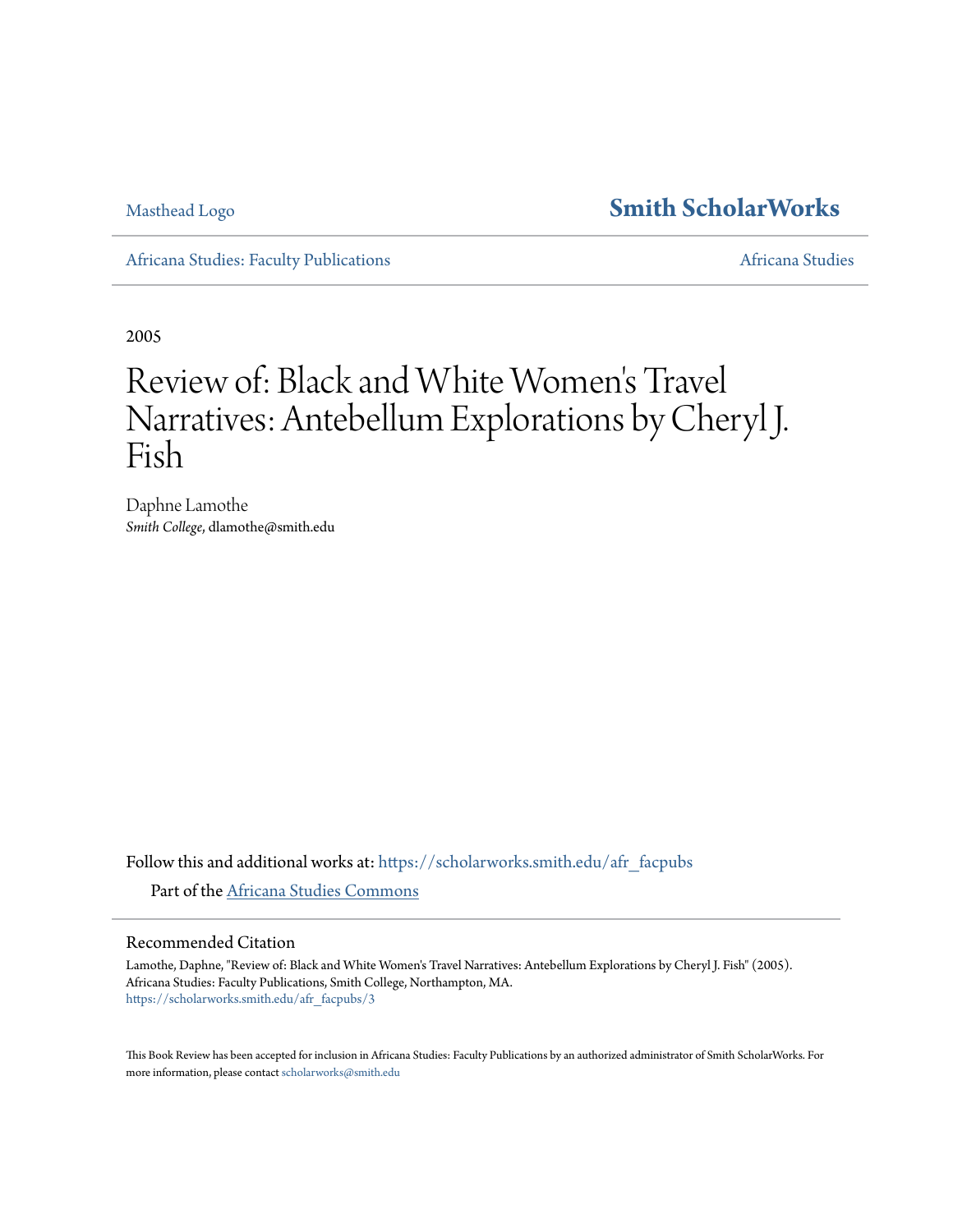Masthead Logo

**Smith ScholarWorks**

Africana Studies: Faculty Publications

Africana Studies

2005

# Review of: Black and White Women's Travel Narratives: Antebellum Explorations by Cheryl J. Fish

Daphne Lamothe
*Smith College*, dlamothe@smith.edu

Follow this and additional works at: https://scholarworks.smith.edu/afr_facpubs

Part of the Africana Studies Commons

## Recommended Citation

Lamothe, Daphne, "Review of: Black and White Women's Travel Narratives: Antebellum Explorations by Cheryl J. Fish" (2005). Africana Studies: Faculty Publications, Smith College, Northampton, MA.
https://scholarworks.smith.edu/afr_facpubs/3

This Book Review has been accepted for inclusion in Africana Studies: Faculty Publications by an authorized administrator of Smith ScholarWorks. For more information, please contact scholarworks@smith.edu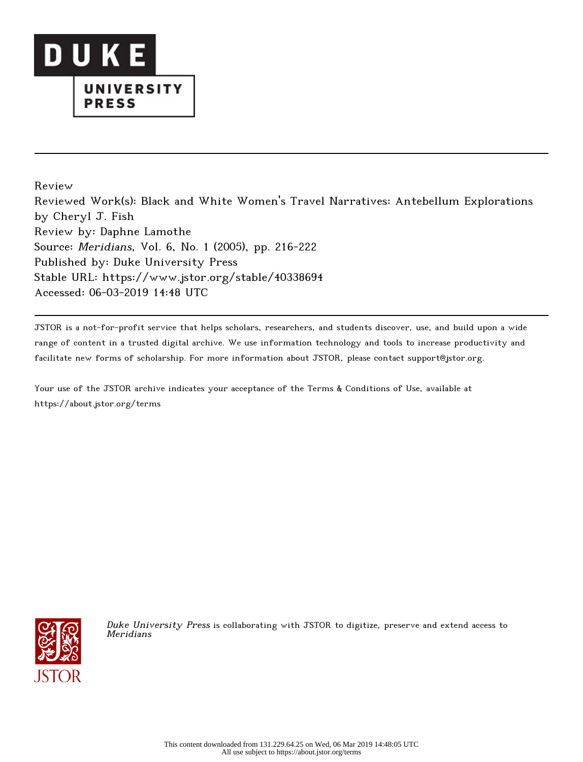Review

Reviewed Work(s): Black and White Women's Travel Narratives: Antebellum Explorations by Cheryl J. Fish

Review by: Daphne Lamothe

Source: *Meridians*, Vol. 6, No. 1 (2005), pp. 216-222

Published by: Duke University Press

Stable URL: https://www.jstor.org/stable/40338694

Accessed: 06-03-2019 14:48 UTC

---

JSTOR is a not-for-profit service that helps scholars, researchers, and students discover, use, and build upon a wide range of content in a trusted digital archive. We use information technology and tools to increase productivity and facilitate new forms of scholarship. For more information about JSTOR, please contact support@jstor.org.

Your use of the JSTOR archive indicates your acceptance of the Terms & Conditions of Use, available at https://about.jstor.org/terms

*Duke University Press* is collaborating with JSTOR to digitize, preserve and extend access to *Meridians*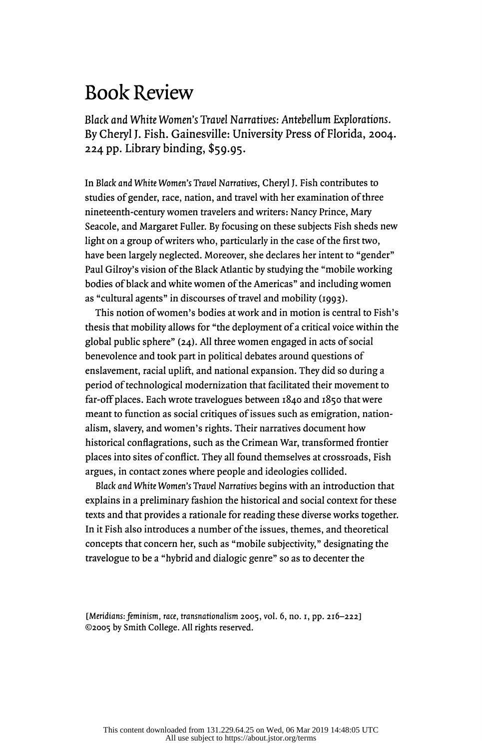# Book Review

*Black and White Women's Travel Narratives: Antebellum Explorations.* By Cheryl J. Fish. Gainesville: University Press of Florida, 2004. 224 pp. Library binding, $59.95.

In *Black and White Women's Travel Narratives*, Cheryl J. Fish contributes to studies of gender, race, nation, and travel with her examination of three nineteenth-century women travelers and writers: Nancy Prince, Mary Seacole, and Margaret Fuller. By focusing on these subjects Fish sheds new light on a group of writers who, particularly in the case of the first two, have been largely neglected. Moreover, she declares her intent to "gender" Paul Gilroy's vision of the Black Atlantic by studying the "mobile working bodies of black and white women of the Americas" and including women as "cultural agents" in discourses of travel and mobility (1993).

This notion of women's bodies at work and in motion is central to Fish's thesis that mobility allows for "the deployment of a critical voice within the global public sphere" (24). All three women engaged in acts of social benevolence and took part in political debates around questions of enslavement, racial uplift, and national expansion. They did so during a period of technological modernization that facilitated their movement to far-off places. Each wrote travelogues between 1840 and 1850 that were meant to function as social critiques of issues such as emigration, nationalism, slavery, and women's rights. Their narratives document how historical conflagrations, such as the Crimean War, transformed frontier places into sites of conflict. They all found themselves at crossroads, Fish argues, in contact zones where people and ideologies collided.

*Black and White Women's Travel Narratives* begins with an introduction that explains in a preliminary fashion the historical and social context for these texts and that provides a rationale for reading these diverse works together. In it Fish also introduces a number of the issues, themes, and theoretical concepts that concern her, such as "mobile subjectivity," designating the travelogue to be a "hybrid and dialogic genre" so as to decenter the

[*Meridians: feminism, race, transnationalism* 2005, vol. 6, no. 1, pp. 216–222]
©2005 by Smith College. All rights reserved.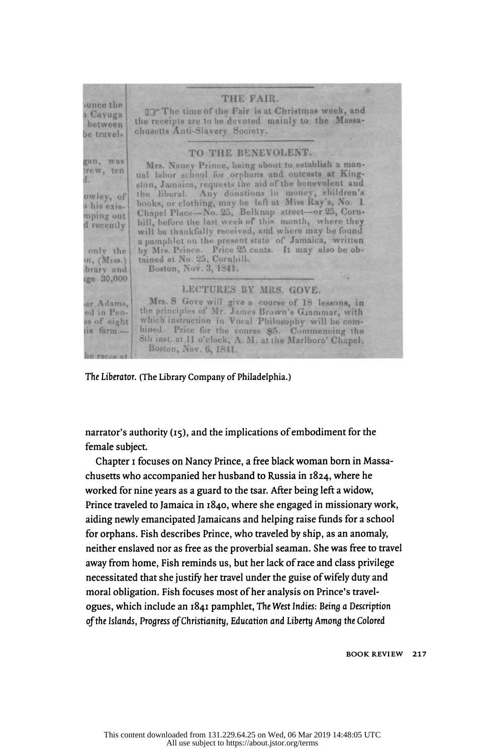THE FAIR.

☞ The time of the Fair is at Christmas week, and the receipts are to be devoted mainly to the Massachusetts Anti-Slavery Society.

TO THE BENEVOLENT.

Mrs. Nancy Prince, being about to establish a manual labor school for orphans and outcasts at Kingston, Jamaica, requests the aid of the benevolent and the liberal. Any donations in money, children's books, or clothing, may be left at Miss Ray's, No. 1 Chapel Place—No. 25, Belknap street—or 25, Cornhill, before the last week of this month, where they will be thankfully received, and where may be found a pamphlet on the present state of Jamaica, written by Mrs. Prince. Price 25 cents. It may also be obtained at No. 25, Cornhill.

Boston, Nov. 3, 1841.

LECTURES BY MRS. GOVE.

Mrs. S. Gove will give a course of 18 lessons, in the principles of Mr. James Brown's Grammar, with which instruction in Vocal Philosophy will be combined. Price for the course $5. Commencing the 8th inst. at 11 o'clock, A. M. at the Marlboro' Chapel.

Boston, Nov. 6, 1841.

*The Liberator.* (The Library Company of Philadelphia.)

narrator's authority (15), and the implications of embodiment for the female subject.

Chapter 1 focuses on Nancy Prince, a free black woman born in Massachusetts who accompanied her husband to Russia in 1824, where he worked for nine years as a guard to the tsar. After being left a widow, Prince traveled to Jamaica in 1840, where she engaged in missionary work, aiding newly emancipated Jamaicans and helping raise funds for a school for orphans. Fish describes Prince, who traveled by ship, as an anomaly, neither enslaved nor as free as the proverbial seaman. She was free to travel away from home, Fish reminds us, but her lack of race and class privilege necessitated that she justify her travel under the guise of wifely duty and moral obligation. Fish focuses most of her analysis on Prince's travelogues, which include an 1841 pamphlet, *The West Indies: Being a Description of the Islands, Progress of Christianity, Education and Liberty Among the Colored*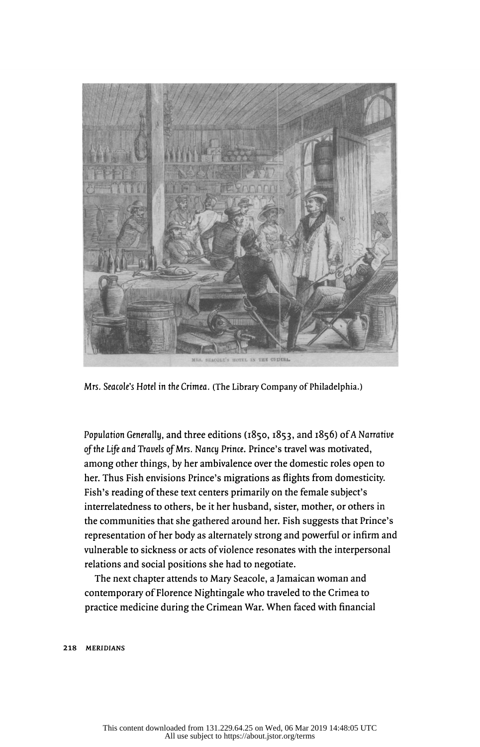*Mrs. Seacole's Hotel in the Crimea.* (The Library Company of Philadelphia.)

*Population Generally*, and three editions (1850, 1853, and 1856) of *A Narrative of the Life and Travels of Mrs. Nancy Prince*. Prince's travel was motivated, among other things, by her ambivalence over the domestic roles open to her. Thus Fish envisions Prince's migrations as flights from domesticity. Fish's reading of these text centers primarily on the female subject's interrelatedness to others, be it her husband, sister, mother, or others in the communities that she gathered around her. Fish suggests that Prince's representation of her body as alternately strong and powerful or infirm and vulnerable to sickness or acts of violence resonates with the interpersonal relations and social positions she had to negotiate.

The next chapter attends to Mary Seacole, a Jamaican woman and contemporary of Florence Nightingale who traveled to the Crimea to practice medicine during the Crimean War. When faced with financial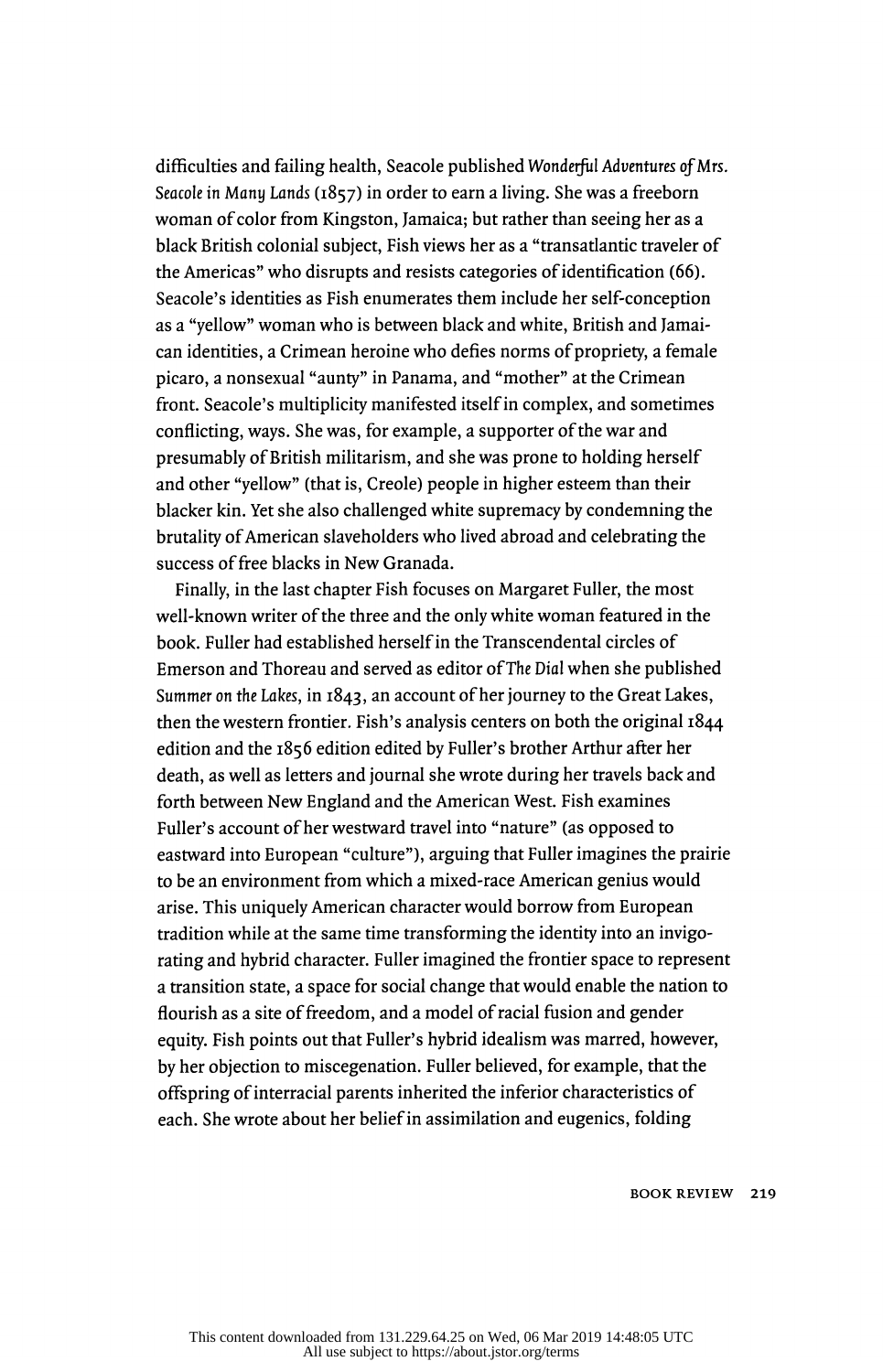difficulties and failing health, Seacole published *Wonderful Adventures of Mrs. Seacole in Many Lands* (1857) in order to earn a living. She was a freeborn woman of color from Kingston, Jamaica; but rather than seeing her as a black British colonial subject, Fish views her as a "transatlantic traveler of the Americas" who disrupts and resists categories of identification (66). Seacole's identities as Fish enumerates them include her self-conception as a "yellow" woman who is between black and white, British and Jamaican identities, a Crimean heroine who defies norms of propriety, a female picaro, a nonsexual "aunty" in Panama, and "mother" at the Crimean front. Seacole's multiplicity manifested itself in complex, and sometimes conflicting, ways. She was, for example, a supporter of the war and presumably of British militarism, and she was prone to holding herself and other "yellow" (that is, Creole) people in higher esteem than their blacker kin. Yet she also challenged white supremacy by condemning the brutality of American slaveholders who lived abroad and celebrating the success of free blacks in New Granada.

Finally, in the last chapter Fish focuses on Margaret Fuller, the most well-known writer of the three and the only white woman featured in the book. Fuller had established herself in the Transcendental circles of Emerson and Thoreau and served as editor of *The Dial* when she published *Summer on the Lakes*, in 1843, an account of her journey to the Great Lakes, then the western frontier. Fish's analysis centers on both the original 1844 edition and the 1856 edition edited by Fuller's brother Arthur after her death, as well as letters and journal she wrote during her travels back and forth between New England and the American West. Fish examines Fuller's account of her westward travel into "nature" (as opposed to eastward into European "culture"), arguing that Fuller imagines the prairie to be an environment from which a mixed-race American genius would arise. This uniquely American character would borrow from European tradition while at the same time transforming the identity into an invigorating and hybrid character. Fuller imagined the frontier space to represent a transition state, a space for social change that would enable the nation to flourish as a site of freedom, and a model of racial fusion and gender equity. Fish points out that Fuller's hybrid idealism was marred, however, by her objection to miscegenation. Fuller believed, for example, that the offspring of interracial parents inherited the inferior characteristics of each. She wrote about her belief in assimilation and eugenics, folding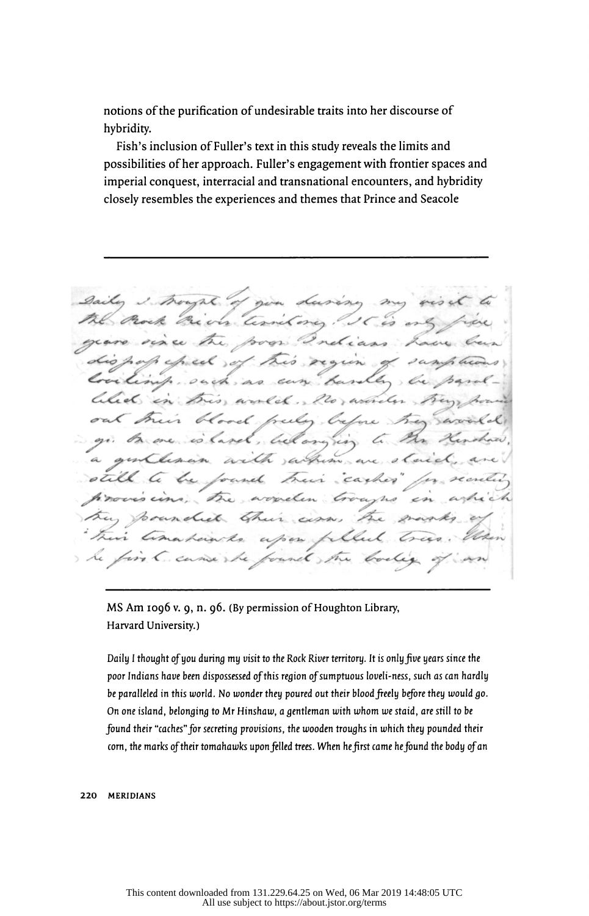notions of the purification of undesirable traits into her discourse of hybridity.

Fish's inclusion of Fuller's text in this study reveals the limits and possibilities of her approach. Fuller's engagement with frontier spaces and imperial conquest, interracial and transnational encounters, and hybridity closely resembles the experiences and themes that Prince and Seacole

MS Am 1096 v. 9, n. 96. (By permission of Houghton Library, Harvard University.)

*Daily I thought of you during my visit to the Rock River territory. It is only five years since the poor Indians have been dispossessed of this region of sumptuous loveli-ness, such as can hardly be paralleled in this world. No wonder they poured out their blood freely before they would go. On one island, belonging to Mr Hinshaw, a gentleman with whom we staid, are still to be found their "caches" for secreting provisions, the wooden troughs in which they pounded their corn, the marks of their tomahawks upon felled trees. When he first came he found the body of an*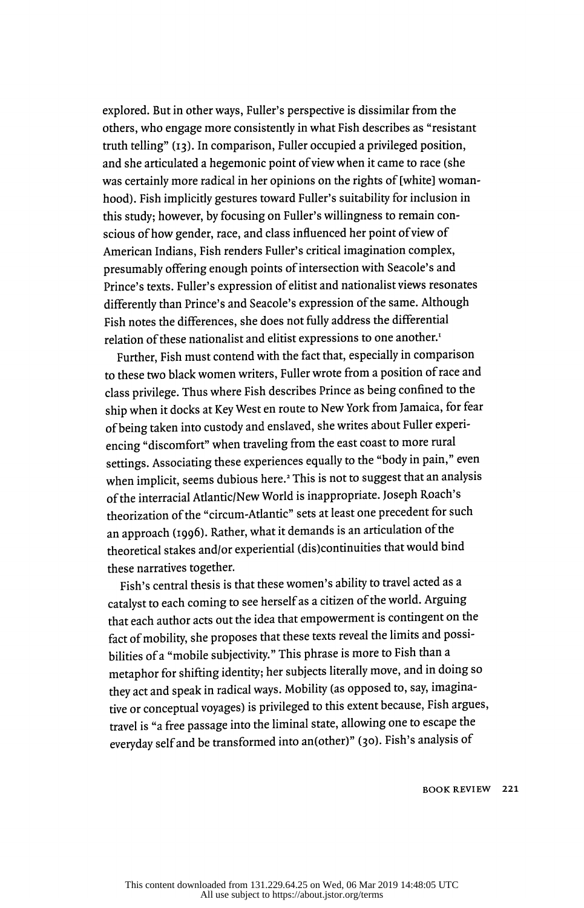explored. But in other ways, Fuller's perspective is dissimilar from the others, who engage more consistently in what Fish describes as "resistant truth telling" (13). In comparison, Fuller occupied a privileged position, and she articulated a hegemonic point of view when it came to race (she was certainly more radical in her opinions on the rights of [white] womanhood). Fish implicitly gestures toward Fuller's suitability for inclusion in this study; however, by focusing on Fuller's willingness to remain conscious of how gender, race, and class influenced her point of view of American Indians, Fish renders Fuller's critical imagination complex, presumably offering enough points of intersection with Seacole's and Prince's texts. Fuller's expression of elitist and nationalist views resonates differently than Prince's and Seacole's expression of the same. Although Fish notes the differences, she does not fully address the differential relation of these nationalist and elitist expressions to one another.[1]

Further, Fish must contend with the fact that, especially in comparison to these two black women writers, Fuller wrote from a position of race and class privilege. Thus where Fish describes Prince as being confined to the ship when it docks at Key West en route to New York from Jamaica, for fear of being taken into custody and enslaved, she writes about Fuller experiencing "discomfort" when traveling from the east coast to more rural settings. Associating these experiences equally to the "body in pain," even when implicit, seems dubious here.[2] This is not to suggest that an analysis of the interracial Atlantic/New World is inappropriate. Joseph Roach's theorization of the "circum-Atlantic" sets at least one precedent for such an approach (1996). Rather, what it demands is an articulation of the theoretical stakes and/or experiential (dis)continuities that would bind these narratives together.

Fish's central thesis is that these women's ability to travel acted as a catalyst to each coming to see herself as a citizen of the world. Arguing that each author acts out the idea that empowerment is contingent on the fact of mobility, she proposes that these texts reveal the limits and possibilities of a "mobile subjectivity." This phrase is more to Fish than a metaphor for shifting identity; her subjects literally move, and in doing so they act and speak in radical ways. Mobility (as opposed to, say, imaginative or conceptual voyages) is privileged to this extent because, Fish argues, travel is "a free passage into the liminal state, allowing one to escape the everyday self and be transformed into an(other)" (30). Fish's analysis of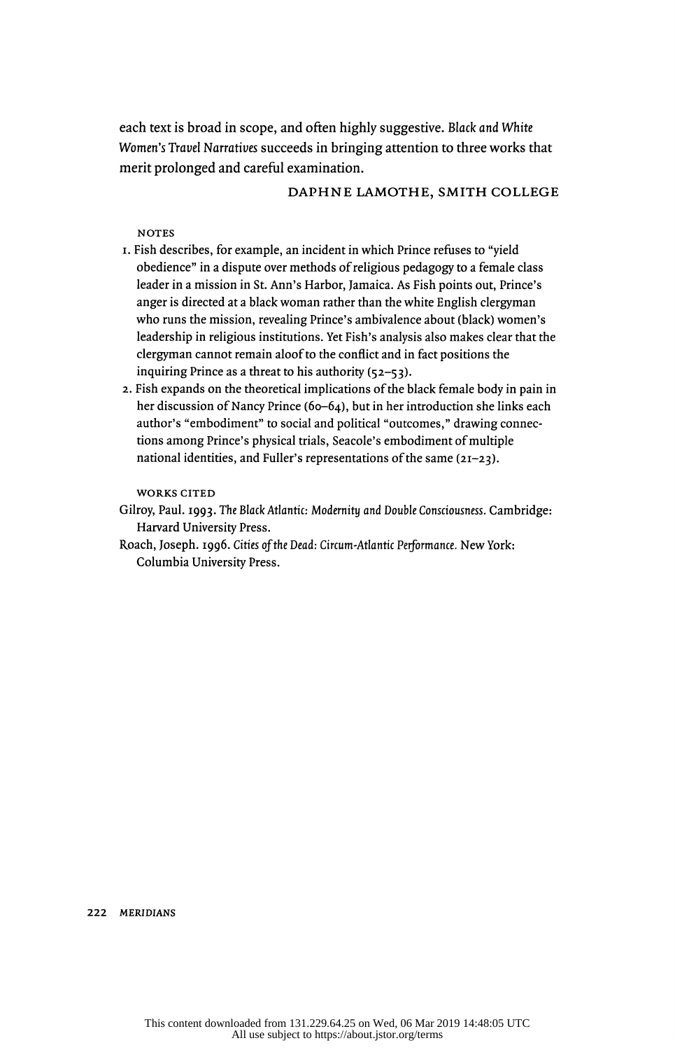each text is broad in scope, and often highly suggestive. *Black and White Women's Travel Narratives* succeeds in bringing attention to three works that merit prolonged and careful examination.

DAPHNE LAMOTHE, SMITH COLLEGE

NOTES

1. Fish describes, for example, an incident in which Prince refuses to "yield obedience" in a dispute over methods of religious pedagogy to a female class leader in a mission in St. Ann's Harbor, Jamaica. As Fish points out, Prince's anger is directed at a black woman rather than the white English clergyman who runs the mission, revealing Prince's ambivalence about (black) women's leadership in religious institutions. Yet Fish's analysis also makes clear that the clergyman cannot remain aloof to the conflict and in fact positions the inquiring Prince as a threat to his authority (52–53).
2. Fish expands on the theoretical implications of the black female body in pain in her discussion of Nancy Prince (60–64), but in her introduction she links each author's "embodiment" to social and political "outcomes," drawing connections among Prince's physical trials, Seacole's embodiment of multiple national identities, and Fuller's representations of the same (21–23).

WORKS CITED

Gilroy, Paul. 1993. *The Black Atlantic: Modernity and Double Consciousness*. Cambridge: Harvard University Press.

Roach, Joseph. 1996. *Cities of the Dead: Circum-Atlantic Performance*. New York: Columbia University Press.